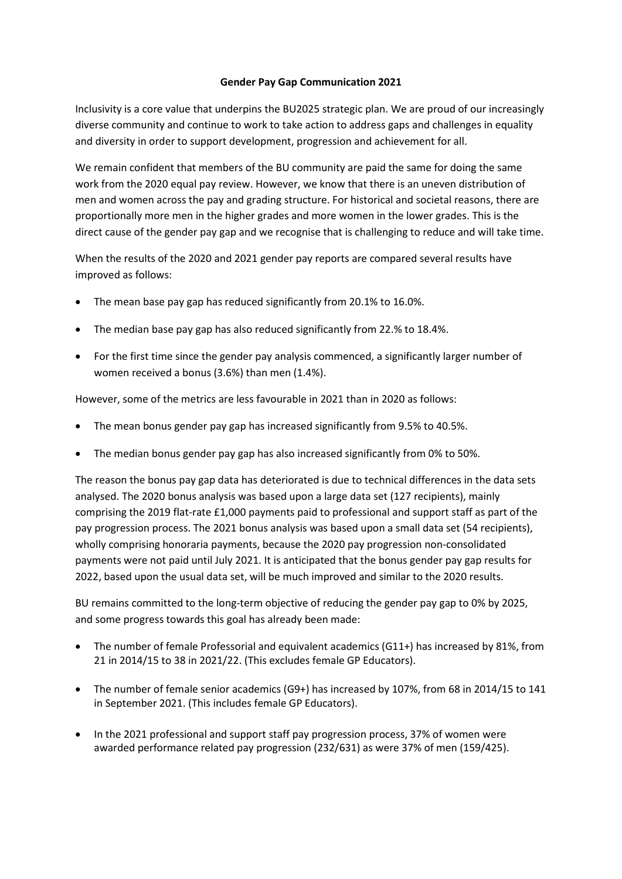**Gender Pay Gap Communication 2021**

Inclusivity is a core value that underpins the BU2025 strategic plan. We are proud of our increasingly diverse community and continue to work to take action to address gaps and challenges in equality and diversity in order to support development, progression and achievement for all.

We remain confident that members of the BU community are paid the same for doing the same work from the 2020 equal pay review. However, we know that there is an uneven distribution of men and women across the pay and grading structure. For historical and societal reasons, there are proportionally more men in the higher grades and more women in the lower grades. This is the direct cause of the gender pay and we recognise that is challenging to reduce and will take time.

When the results of the 2020 and 2021 gender pay reports are compared several results have improved as follows:

- The mean base pay gap has reduced significantly from 20.1% to 16.0%.
- The median base pay gap has also reduced significantly from 22.% to 18.4%.
- For the first time since the gender pay analysis commenced, a significantly larger number of women received a bonus (3.6%) than men (1.4%).

However, some of the metrics are less favourable in 2021 than in 2020 as follows:

- The mean bonus gender pay gap has increased significantly from 9.5% to 40.5%.
- The median bonus gender pay gap has also increased significantly from 0% to 50%.

The reason the bonus pay gap data has deteriorated is due to technical differences in the data sets analysed. The 2020 bonus analysis was based upon a large data set (127 recipients), mainly comprising the 2019 flat-rate £1,000 payments paid to professional and support staff as part of the pay progression process. The 2021 bonus analysis was based upon a small data set (54 recipients), wholly comprising honoraria payments, because the 2020 pay progression non-consolidated payments were not paid until July 2021. It is anticipated that the bonus gender pay gap results for 2022, based upon the usual data set, will be much improved and similar to the 2020 results.

BU remains committed to the long-term objective of reducing the gender pay gap to 0% by 2025, and some progress towards this goal has already been made:

- The number of female Professorial and equivalent academics (G11+) has increased by 81%, from 21 in 2014/15 to 38 in 2021/22. (This excludes female GP Educators).
- The number of female senior academics (G9+) has increased by 107%, from 68 in 2014/15 to 141 in September 2021. (This includes female GP Educators).
- In the 2021 professional and support staff pay progression process, 37% of women were awarded performance related pay progression (232/631) as were 37% of men (159/425).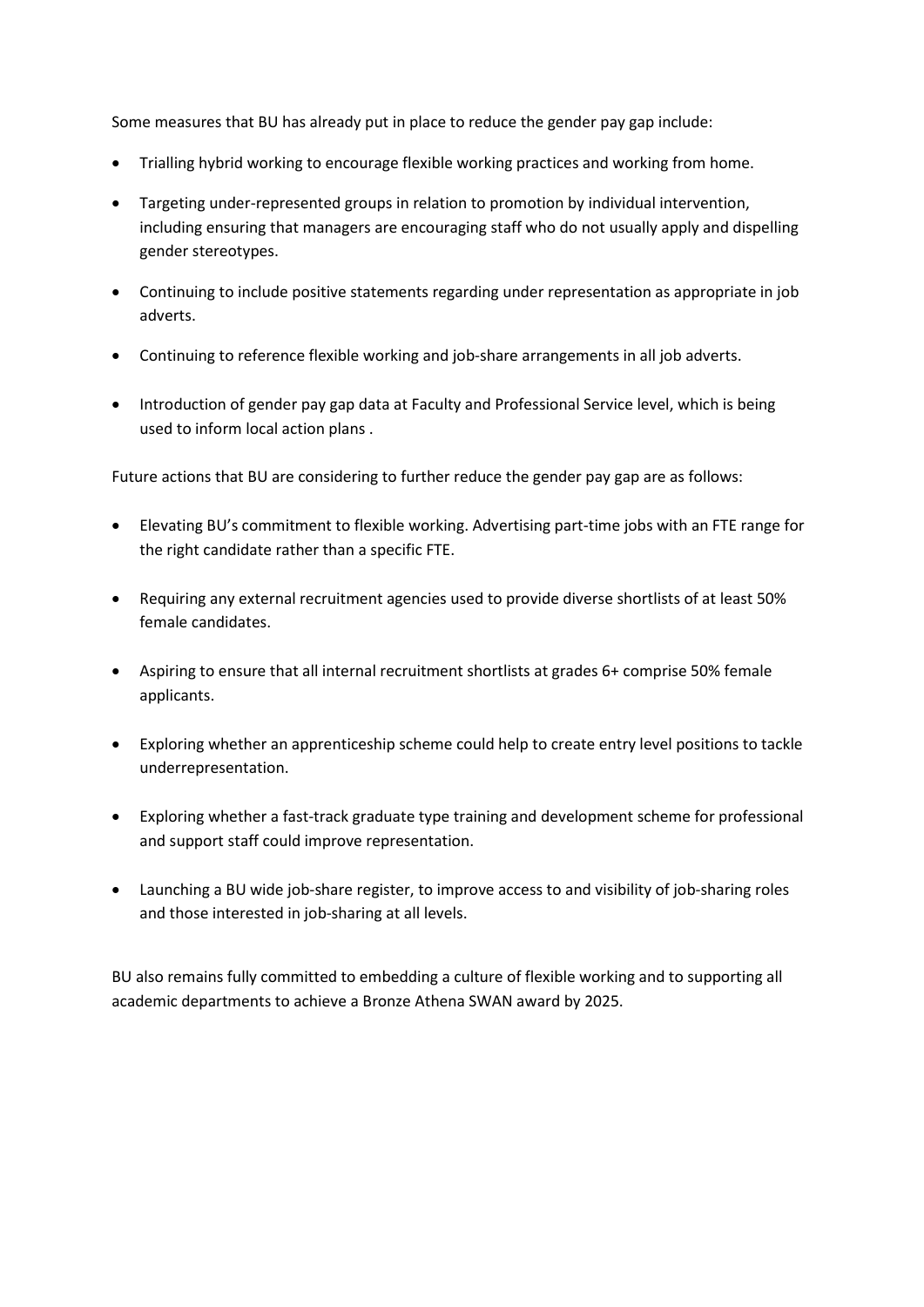Some measures that BU has already put in place to reduce the gender pay gap include:

- Trialling hybrid working to encourage flexible working practices and working from home.
- Targeting under-represented groups in relation to promotion by individual intervention, including ensuring that managers are encouraging staff who do not usually apply and dispelling gender stereotypes.
- Continuing to include positive statements regarding under representation as appropriate in job adverts.
- Continuing to reference flexible working and job-share arrangements in all job adverts.
- Introduction of gender pay gap data at Faculty and Professional Service level, which is being used to inform local action plans .

Future actions that BU are considering to further reduce the gender pay gap are as follows:

- Elevating BU's commitment to flexible working. Advertising part-time jobs with an FTE range for the right candidate rather than a specific FTE.
- Requiring any external recruitment agencies used to provide diverse shortlists of at least 50% female candidates.
- Aspiring to ensure that all internal recruitment shortlists at grades 6+ comprise 50% female applicants.
- Exploring whether an apprenticeship scheme could help to create entry level positions to tackle underrepresentation.
- Exploring whether a fast-track graduate type training and development scheme for professional and support staff could improve representation.
- Launching a BU wide job-share register, to improve access to and visibility of job-sharing roles and those interested in job-sharing at all levels.

BU also remains fully committed to embedding a culture of flexible working and to supporting all academic departments to achieve a Bronze Athena SWAN award by 2025.